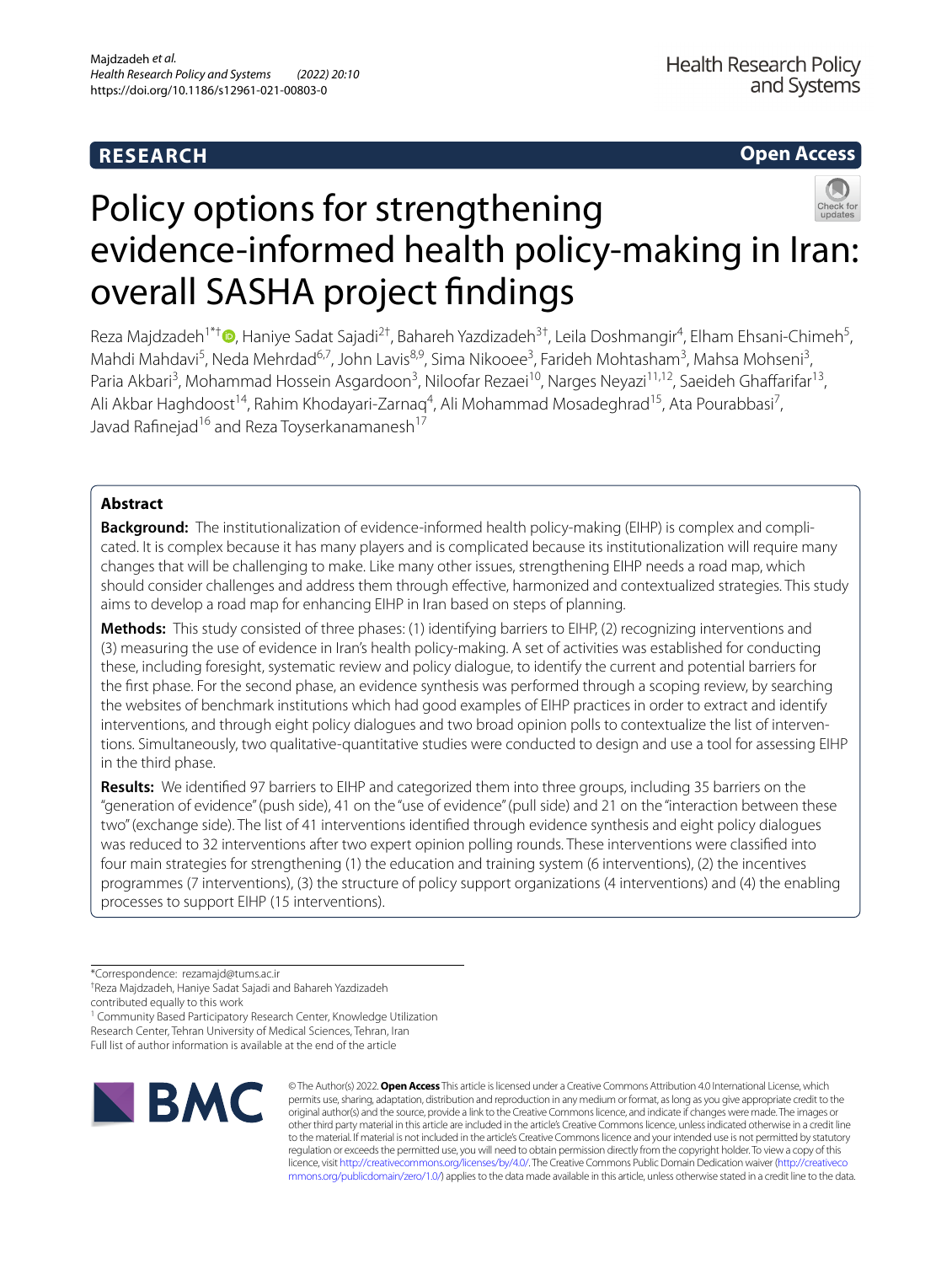RESEARCH

Open Access

# Policy options for strengthening evidence-informed health policy-making in Iran: overall SASHA project findings

Reza Majdzadeh[1*†], Haniye Sadat Sajadi[2†], Bahareh Yazdizadeh[3†], Leila Doshmangir[4], Elham Ehsani-Chimeh[5], Mahdi Mahdavi[5], Neda Mehrdad[6,7], John Lavis[8,9], Sima Nikooee[3], Farideh Mohtasham[3], Mahsa Mohseni[3], Paria Akbari[3], Mohammad Hossein Asgardoon[3], Niloofar Rezaei[10], Narges Neyazi[11,12], Saeideh Ghaffarifar[13], Ali Akbar Haghdoost[14], Rahim Khodayari-Zarnaq[4], Ali Mohammad Mosadeghrad[15], Ata Pourabbasi[7], Javad Rafinejad[16] and Reza Toyserkanamanesh[17]

## Abstract

**Background:** The institutionalization of evidence-informed health policy-making (EIHP) is complex and complicated. It is complex because it has many players and is complicated because its institutionalization will require many changes that will be challenging to make. Like many other issues, strengthening EIHP needs a road map, which should consider challenges and address them through effective, harmonized and contextualized strategies. This study aims to develop a road map for enhancing EIHP in Iran based on steps of planning.

**Methods:** This study consisted of three phases: (1) identifying barriers to EIHP, (2) recognizing interventions and (3) measuring the use of evidence in Iran's health policy-making. A set of activities was established for conducting these, including foresight, systematic review and policy dialogue, to identify the current and potential barriers for the first phase. For the second phase, an evidence synthesis was performed through a scoping review, by searching the websites of benchmark institutions which had good examples of EIHP practices in order to extract and identify interventions, and through eight policy dialogues and two broad opinion polls to contextualize the list of interventions. Simultaneously, two qualitative-quantitative studies were conducted to design and use a tool for assessing EIHP in the third phase.

**Results:** We identified 97 barriers to EIHP and categorized them into three groups, including 35 barriers on the "generation of evidence" (push side), 41 on the "use of evidence" (pull side) and 21 on the "interaction between these two" (exchange side). The list of 41 interventions identified through evidence synthesis and eight policy dialogues was reduced to 32 interventions after two expert opinion polling rounds. These interventions were classified into four main strategies for strengthening (1) the education and training system (6 interventions), (2) the incentives programmes (7 interventions), (3) the structure of policy support organizations (4 interventions) and (4) the enabling processes to support EIHP (15 interventions).

*Correspondence: rezamajd@tums.ac.ir

†Reza Majdzadeh, Haniye Sadat Sajadi and Bahareh Yazdizadeh contributed equally to this work

[1] Community Based Participatory Research Center, Knowledge Utilization Research Center, Tehran University of Medical Sciences, Tehran, Iran

Full list of author information is available at the end of the article

© The Author(s) 2022. **Open Access** This article is licensed under a Creative Commons Attribution 4.0 International License, which permits use, sharing, adaptation, distribution and reproduction in any medium or format, as long as you give appropriate credit to the original author(s) and the source, provide a link to the Creative Commons licence, and indicate if changes were made. The images or other third party material in this article are included in the article's Creative Commons licence, unless indicated otherwise in a credit line to the material. If material is not included in the article's Creative Commons licence and your intended use is not permitted by statutory regulation or exceeds the permitted use, you will need to obtain permission directly from the copyright holder. To view a copy of this licence, visit http://creativecommons.org/licenses/by/4.0/. The Creative Commons Public Domain Dedication waiver (http://creativecommons.org/publicdomain/zero/1.0/) applies to the data made available in this article, unless otherwise stated in a credit line to the data.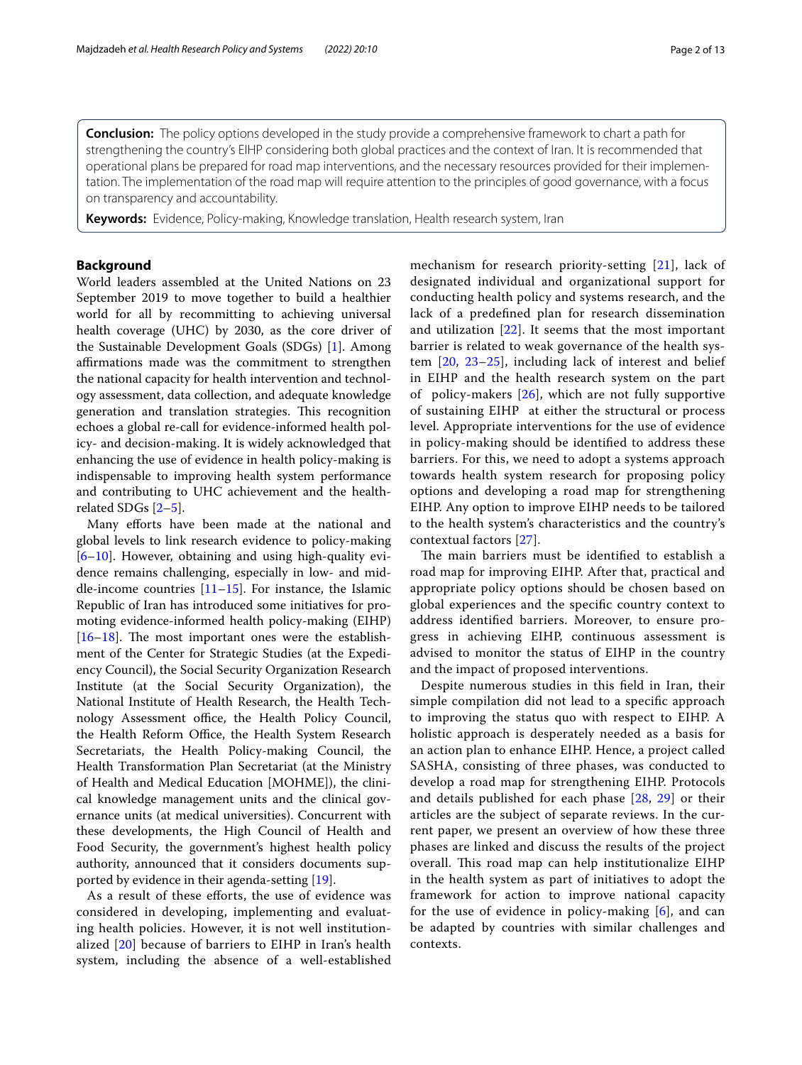**Conclusion:** The policy options developed in the study provide a comprehensive framework to chart a path for strengthening the country's EIHP considering both global practices and the context of Iran. It is recommended that operational plans be prepared for road map interventions, and the necessary resources provided for their implementation. The implementation of the road map will require attention to the principles of good governance, with a focus on transparency and accountability.

**Keywords:** Evidence, Policy-making, Knowledge translation, Health research system, Iran

## Background

World leaders assembled at the United Nations on 23 September 2019 to move together to build a healthier world for all by recommitting to achieving universal health coverage (UHC) by 2030, as the core driver of the Sustainable Development Goals (SDGs) [1]. Among affirmations made was the commitment to strengthen the national capacity for health intervention and technology assessment, data collection, and adequate knowledge generation and translation strategies. This recognition echoes a global re-call for evidence-informed health policy- and decision-making. It is widely acknowledged that enhancing the use of evidence in health policy-making is indispensable to improving health system performance and contributing to UHC achievement and the health-related SDGs [2–5].

Many efforts have been made at the national and global levels to link research evidence to policy-making [6–10]. However, obtaining and using high-quality evidence remains challenging, especially in low- and middle-income countries [11–15]. For instance, the Islamic Republic of Iran has introduced some initiatives for promoting evidence-informed health policy-making (EIHP) [16–18]. The most important ones were the establishment of the Center for Strategic Studies (at the Expediency Council), the Social Security Organization Research Institute (at the Social Security Organization), the National Institute of Health Research, the Health Technology Assessment office, the Health Policy Council, the Health Reform Office, the Health System Research Secretariats, the Health Policy-making Council, the Health Transformation Plan Secretariat (at the Ministry of Health and Medical Education [MOHME]), the clinical knowledge management units and the clinical governance units (at medical universities). Concurrent with these developments, the High Council of Health and Food Security, the government's highest health policy authority, announced that it considers documents supported by evidence in their agenda-setting [19].

As a result of these efforts, the use of evidence was considered in developing, implementing and evaluating health policies. However, it is not well institutionalized [20] because of barriers to EIHP in Iran's health system, including the absence of a well-established mechanism for research priority-setting [21], lack of designated individual and organizational support for conducting health policy and systems research, and the lack of a predefined plan for research dissemination and utilization [22]. It seems that the most important barrier is related to weak governance of the health system [20, 23–25], including lack of interest and belief in EIHP and the health research system on the part of policy-makers [26], which are not fully supportive of sustaining EIHP at either the structural or process level. Appropriate interventions for the use of evidence in policy-making should be identified to address these barriers. For this, we need to adopt a systems approach towards health system research for proposing policy options and developing a road map for strengthening EIHP. Any option to improve EIHP needs to be tailored to the health system's characteristics and the country's contextual factors [27].

The main barriers must be identified to establish a road map for improving EIHP. After that, practical and appropriate policy options should be chosen based on global experiences and the specific country context to address identified barriers. Moreover, to ensure progress in achieving EIHP, continuous assessment is advised to monitor the status of EIHP in the country and the impact of proposed interventions.

Despite numerous studies in this field in Iran, their simple compilation did not lead to a specific approach to improving the status quo with respect to EIHP. A holistic approach is desperately needed as a basis for an action plan to enhance EIHP. Hence, a project called SASHA, consisting of three phases, was conducted to develop a road map for strengthening EIHP. Protocols and details published for each phase [28, 29] or their articles are the subject of separate reviews. In the current paper, we present an overview of how these three phases are linked and discuss the results of the project overall. This road map can help institutionalize EIHP in the health system as part of initiatives to adopt the framework for action to improve national capacity for the use of evidence in policy-making [6], and can be adapted by countries with similar challenges and contexts.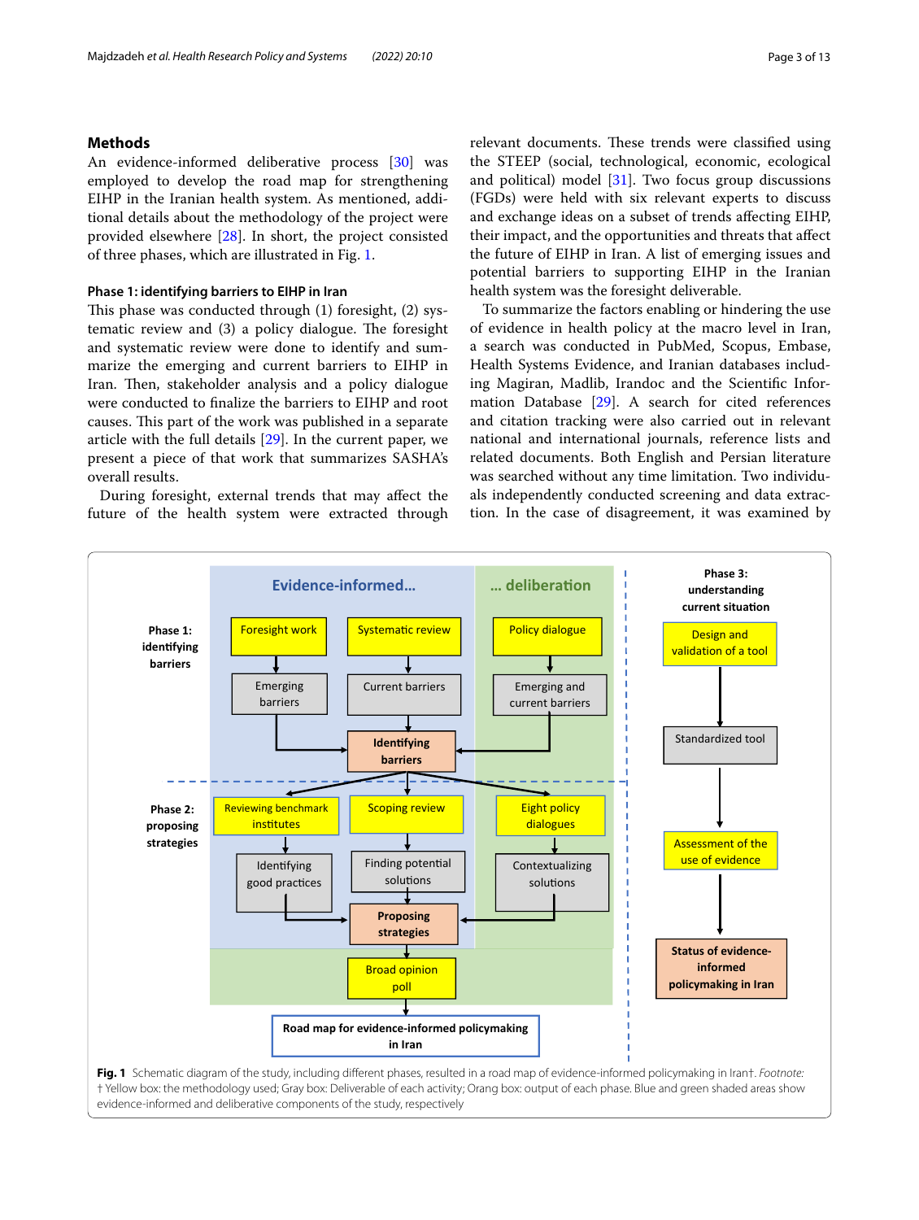## Methods

An evidence-informed deliberative process [30] was employed to develop the road map for strengthening EIHP in the Iranian health system. As mentioned, additional details about the methodology of the project were provided elsewhere [28]. In short, the project consisted of three phases, which are illustrated in Fig. 1.

### Phase 1: identifying barriers to EIHP in Iran

This phase was conducted through (1) foresight, (2) systematic review and (3) a policy dialogue. The foresight and systematic review were done to identify and summarize the emerging and current barriers to EIHP in Iran. Then, stakeholder analysis and a policy dialogue were conducted to finalize the barriers to EIHP and root causes. This part of the work was published in a separate article with the full details [29]. In the current paper, we present a piece of that work that summarizes SASHA's overall results.

During foresight, external trends that may affect the future of the health system were extracted through relevant documents. These trends were classified using the STEEP (social, technological, economic, ecological and political) model [31]. Two focus group discussions (FGDs) were held with six relevant experts to discuss and exchange ideas on a subset of trends affecting EIHP, their impact, and the opportunities and threats that affect the future of EIHP in Iran. A list of emerging issues and potential barriers to supporting EIHP in the Iranian health system was the foresight deliverable.

To summarize the factors enabling or hindering the use of evidence in health policy at the macro level in Iran, a search was conducted in PubMed, Scopus, Embase, Health Systems Evidence, and Iranian databases including Magiran, Madlib, Irandoc and the Scientific Information Database [29]. A search for cited references and citation tracking were also carried out in relevant national and international journals, reference lists and related documents. Both English and Persian literature was searched without any time limitation. Two individuals independently conducted screening and data extraction. In the case of disagreement, it was examined by

**Fig. 1** Schematic diagram of the study, including different phases, resulted in a road map of evidence-informed policymaking in Iran†. *Footnote:* † Yellow box: the methodology used; Gray box: Deliverable of each activity; Orang box: output of each phase. Blue and green shaded areas show evidence-informed and deliberative components of the study, respectively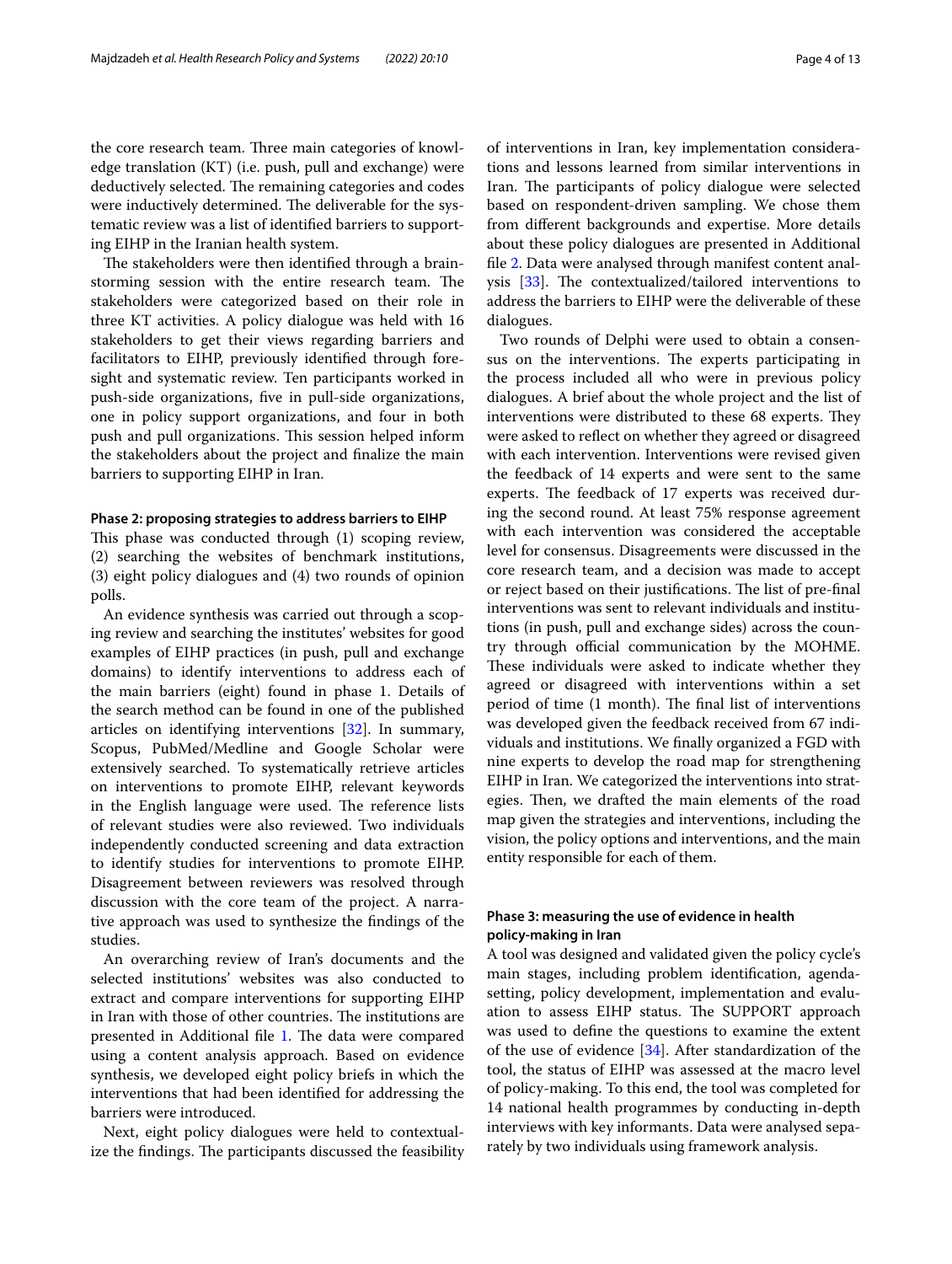the core research team. Three main categories of knowledge translation (KT) (i.e. push, pull and exchange) were deductively selected. The remaining categories and codes were inductively determined. The deliverable for the systematic review was a list of identified barriers to supporting EIHP in the Iranian health system.

The stakeholders were then identified through a brainstorming session with the entire research team. The stakeholders were categorized based on their role in three KT activities. A policy dialogue was held with 16 stakeholders to get their views regarding barriers and facilitators to EIHP, previously identified through foresight and systematic review. Ten participants worked in push-side organizations, five in pull-side organizations, one in policy support organizations, and four in both push and pull organizations. This session helped inform the stakeholders about the project and finalize the main barriers to supporting EIHP in Iran.

#### Phase 2: proposing strategies to address barriers to EIHP

This phase was conducted through (1) scoping review, (2) searching the websites of benchmark institutions, (3) eight policy dialogues and (4) two rounds of opinion polls.

An evidence synthesis was carried out through a scoping review and searching the institutes' websites for good examples of EIHP practices (in push, pull and exchange domains) to identify interventions to address each of the main barriers (eight) found in phase 1. Details of the search method can be found in one of the published articles on identifying interventions [32]. In summary, Scopus, PubMed/Medline and Google Scholar were extensively searched. To systematically retrieve articles on interventions to promote EIHP, relevant keywords in the English language were used. The reference lists of relevant studies were also reviewed. Two individuals independently conducted screening and data extraction to identify studies for interventions to promote EIHP. Disagreement between reviewers was resolved through discussion with the core team of the project. A narrative approach was used to synthesize the findings of the studies.

An overarching review of Iran's documents and the selected institutions' websites was also conducted to extract and compare interventions for supporting EIHP in Iran with those of other countries. The institutions are presented in Additional file 1. The data were compared using a content analysis approach. Based on evidence synthesis, we developed eight policy briefs in which the interventions that had been identified for addressing the barriers were introduced.

Next, eight policy dialogues were held to contextualize the findings. The participants discussed the feasibility of interventions in Iran, key implementation considerations and lessons learned from similar interventions in Iran. The participants of policy dialogue were selected based on respondent-driven sampling. We chose them from different backgrounds and expertise. More details about these policy dialogues are presented in Additional file 2. Data were analysed through manifest content analysis [33]. The contextualized/tailored interventions to address the barriers to EIHP were the deliverable of these dialogues.

Two rounds of Delphi were used to obtain a consensus on the interventions. The experts participating in the process included all who were in previous policy dialogues. A brief about the whole project and the list of interventions were distributed to these 68 experts. They were asked to reflect on whether they agreed or disagreed with each intervention. Interventions were revised given the feedback of 14 experts and were sent to the same experts. The feedback of 17 experts was received during the second round. At least 75% response agreement with each intervention was considered the acceptable level for consensus. Disagreements were discussed in the core research team, and a decision was made to accept or reject based on their justifications. The list of pre-final interventions was sent to relevant individuals and institutions (in push, pull and exchange sides) across the country through official communication by the MOHME. These individuals were asked to indicate whether they agreed or disagreed with interventions within a set period of time (1 month). The final list of interventions was developed given the feedback received from 67 individuals and institutions. We finally organized a FGD with nine experts to develop the road map for strengthening EIHP in Iran. We categorized the interventions into strategies. Then, we drafted the main elements of the road map given the strategies and interventions, including the vision, the policy options and interventions, and the main entity responsible for each of them.

#### Phase 3: measuring the use of evidence in health policy-making in Iran

A tool was designed and validated given the policy cycle's main stages, including problem identification, agenda-setting, policy development, implementation and evaluation to assess EIHP status. The SUPPORT approach was used to define the questions to examine the extent of the use of evidence [34]. After standardization of the tool, the status of EIHP was assessed at the macro level of policy-making. To this end, the tool was completed for 14 national health programmes by conducting in-depth interviews with key informants. Data were analysed separately by two individuals using framework analysis.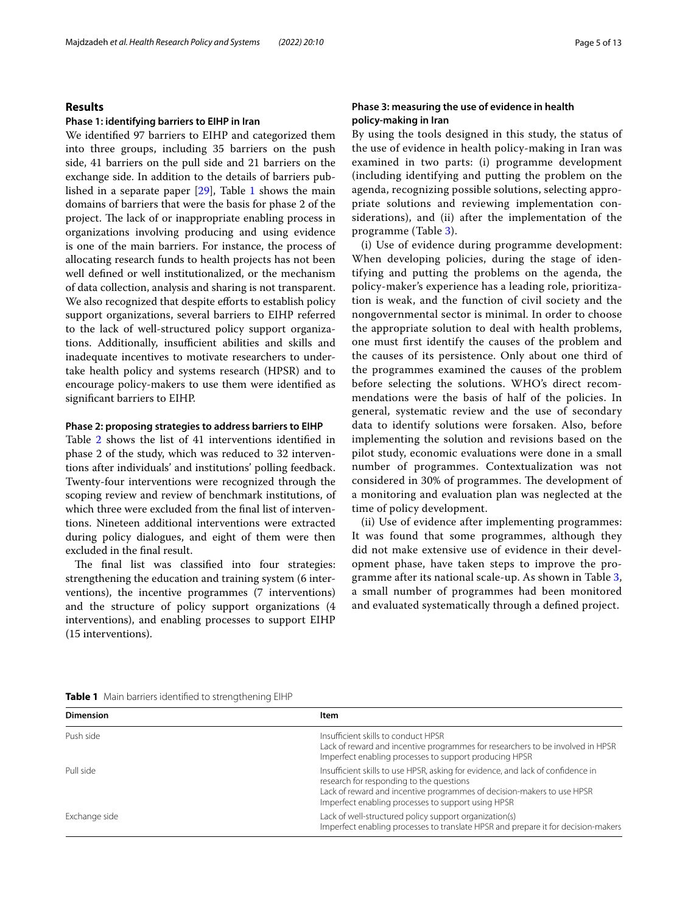## Results

### Phase 1: identifying barriers to EIHP in Iran

We identified 97 barriers to EIHP and categorized them into three groups, including 35 barriers on the push side, 41 barriers on the pull side and 21 barriers on the exchange side. In addition to the details of barriers published in a separate paper [29], Table 1 shows the main domains of barriers that were the basis for phase 2 of the project. The lack of or inappropriate enabling process in organizations involving producing and using evidence is one of the main barriers. For instance, the process of allocating research funds to health projects has not been well defined or well institutionalized, or the mechanism of data collection, analysis and sharing is not transparent. We also recognized that despite efforts to establish policy support organizations, several barriers to EIHP referred to the lack of well-structured policy support organizations. Additionally, insufficient abilities and skills and inadequate incentives to motivate researchers to undertake health policy and systems research (HPSR) and to encourage policy-makers to use them were identified as significant barriers to EIHP.

### Phase 2: proposing strategies to address barriers to EIHP

Table 2 shows the list of 41 interventions identified in phase 2 of the study, which was reduced to 32 interventions after individuals' and institutions' polling feedback. Twenty-four interventions were recognized through the scoping review and review of benchmark institutions, of which three were excluded from the final list of interventions. Nineteen additional interventions were extracted during policy dialogues, and eight of them were then excluded in the final result.

The final list was classified into four strategies: strengthening the education and training system (6 interventions), the incentive programmes (7 interventions) and the structure of policy support organizations (4 interventions), and enabling processes to support EIHP (15 interventions).

### Phase 3: measuring the use of evidence in health policy-making in Iran

By using the tools designed in this study, the status of the use of evidence in health policy-making in Iran was examined in two parts: (i) programme development (including identifying and putting the problem on the agenda, recognizing possible solutions, selecting appropriate solutions and reviewing implementation considerations), and (ii) after the implementation of the programme (Table 3).

(i) Use of evidence during programme development: When developing policies, during the stage of identifying and putting the problems on the agenda, the policy-maker's experience has a leading role, prioritization is weak, and the function of civil society and the nongovernmental sector is minimal. In order to choose the appropriate solution to deal with health problems, one must first identify the causes of the problem and the causes of its persistence. Only about one third of the programmes examined the causes of the problem before selecting the solutions. WHO's direct recommendations were the basis of half of the policies. In general, systematic review and the use of secondary data to identify solutions were forsaken. Also, before implementing the solution and revisions based on the pilot study, economic evaluations were done in a small number of programmes. Contextualization was not considered in 30% of programmes. The development of a monitoring and evaluation plan was neglected at the time of policy development.

(ii) Use of evidence after implementing programmes: It was found that some programmes, although they did not make extensive use of evidence in their development phase, have taken steps to improve the programme after its national scale-up. As shown in Table 3, a small number of programmes had been monitored and evaluated systematically through a defined project.

**Table 1** Main barriers identified to strengthening EIHP

| Dimension | Item |
|---|---|
| Push side | Insufficient skills to conduct HPSR<br>Lack of reward and incentive programmes for researchers to be involved in HPSR<br>Imperfect enabling processes to support producing HPSR |
| Pull side | Insufficient skills to use HPSR, asking for evidence, and lack of confidence in research for responding to the questions<br>Lack of reward and incentive programmes of decision-makers to use HPSR<br>Imperfect enabling processes to support using HPSR |
| Exchange side | Lack of well-structured policy support organization(s)<br>Imperfect enabling processes to translate HPSR and prepare it for decision-makers |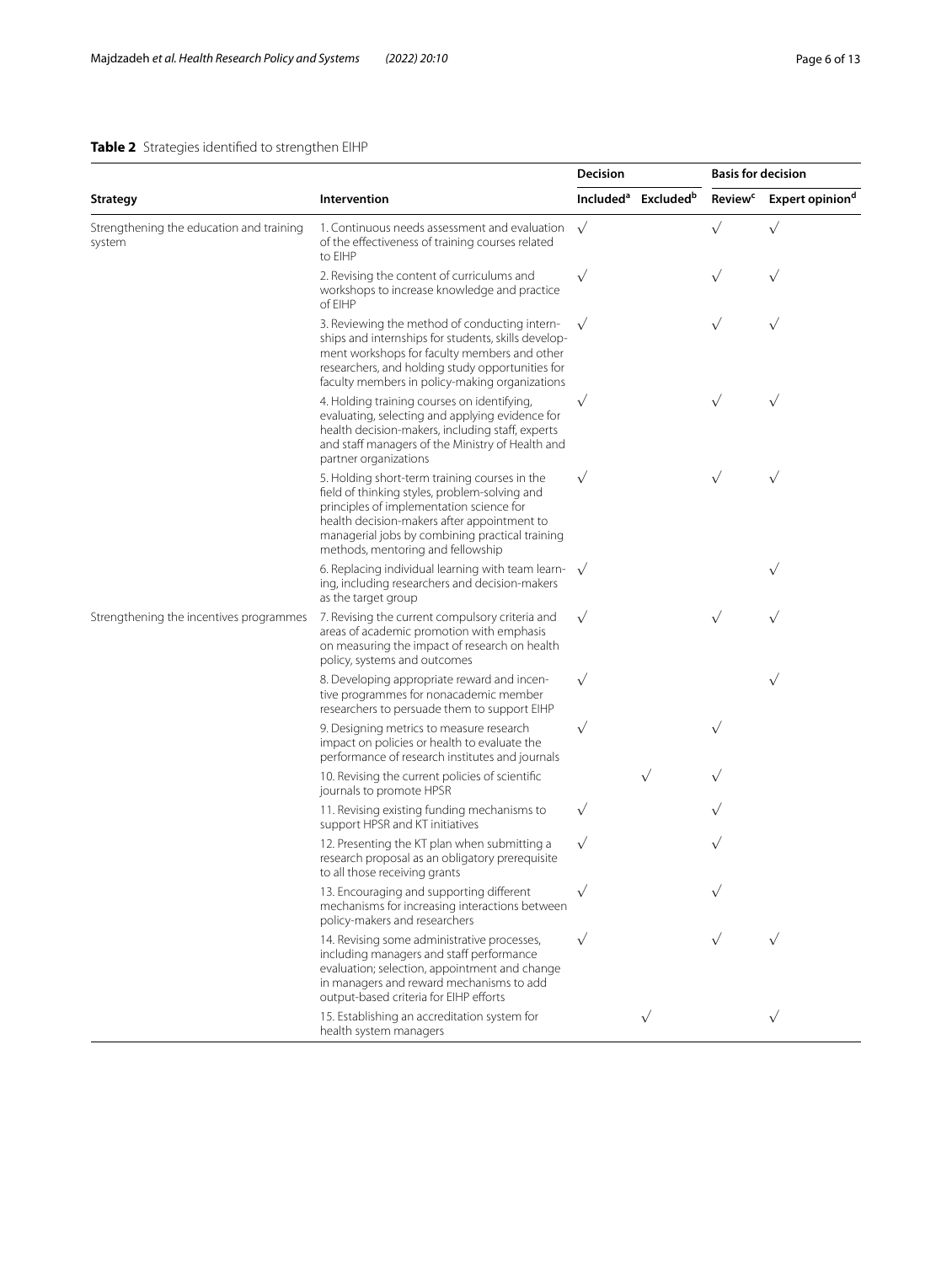**Table 2** Strategies identified to strengthen EIHP

| Strategy | Intervention | Decision | | Basis for decision | |
|---|---|---|---|---|---|
| | | Included[a] | Excluded[b] | Review[c] | Expert opinion[d] |
| Strengthening the education and training system | 1. Continuous needs assessment and evaluation of the effectiveness of training courses related to EIHP | √ | | √ | √ |
| | 2. Revising the content of curriculums and workshops to increase knowledge and practice of EIHP | √ | | √ | √ |
| | 3. Reviewing the method of conducting internships and internships for students, skills development workshops for faculty members and other researchers, and holding study opportunities for faculty members in policy-making organizations | √ | | √ | √ |
| | 4. Holding training courses on identifying, evaluating, selecting and applying evidence for health decision-makers, including staff, experts and staff managers of the Ministry of Health and partner organizations | √ | | √ | √ |
| | 5. Holding short-term training courses in the field of thinking styles, problem-solving and principles of implementation science for health decision-makers after appointment to managerial jobs by combining practical training methods, mentoring and fellowship | √ | | √ | √ |
| | 6. Replacing individual learning with team learning, including researchers and decision-makers as the target group | √ | | | √ |
| Strengthening the incentives programmes | 7. Revising the current compulsory criteria and areas of academic promotion with emphasis on measuring the impact of research on health policy, systems and outcomes | √ | | √ | √ |
| | 8. Developing appropriate reward and incentive programmes for nonacademic member researchers to persuade them to support EIHP | √ | | | √ |
| | 9. Designing metrics to measure research impact on policies or health to evaluate the performance of research institutes and journals | √ | | √ | |
| | 10. Revising the current policies of scientific journals to promote HPSR | | √ | √ | |
| | 11. Revising existing funding mechanisms to support HPSR and KT initiatives | √ | | √ | |
| | 12. Presenting the KT plan when submitting a research proposal as an obligatory prerequisite to all those receiving grants | √ | | √ | |
| | 13. Encouraging and supporting different mechanisms for increasing interactions between policy-makers and researchers | √ | | √ | |
| | 14. Revising some administrative processes, including managers and staff performance evaluation; selection, appointment and change in managers and reward mechanisms to add output-based criteria for EIHP efforts | √ | | √ | √ |
| | 15. Establishing an accreditation system for health system managers | | √ | | √ |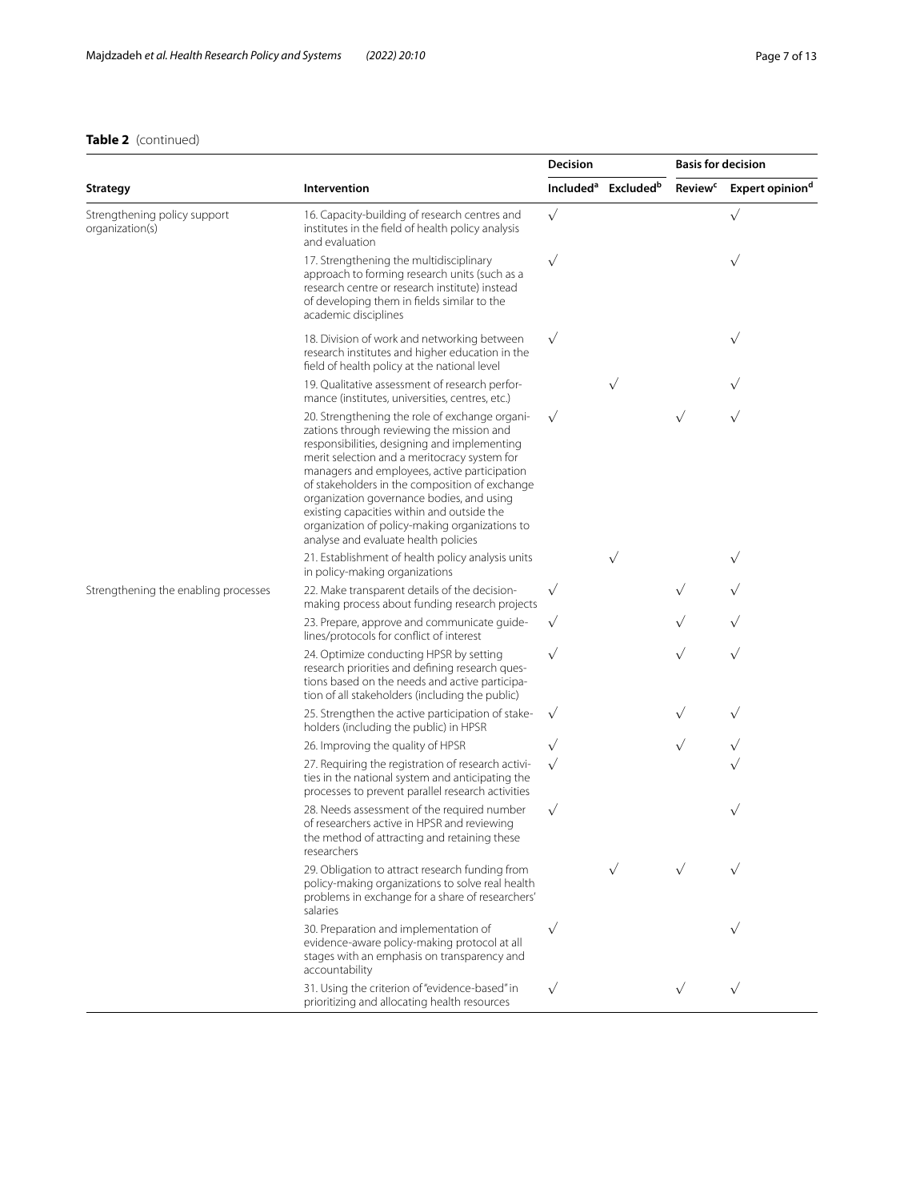**Table 2** (continued)

| Strategy | Intervention | Decision | | Basis for decision | |
|---|---|---|---|---|---|
| | | Included[a] | Excluded[b] | Review[c] | Expert opinion[d] |
| Strengthening policy support organization(s) | 16. Capacity-building of research centres and institutes in the field of health policy analysis and evaluation | √ | | | √ |
| | 17. Strengthening the multidisciplinary approach to forming research units (such as a research centre or research institute) instead of developing them in fields similar to the academic disciplines | √ | | | √ |
| | 18. Division of work and networking between research institutes and higher education in the field of health policy at the national level | √ | | | √ |
| | 19. Qualitative assessment of research performance (institutes, universities, centres, etc.) | | √ | | √ |
| | 20. Strengthening the role of exchange organizations through reviewing the mission and responsibilities, designing and implementing merit selection and a meritocracy system for managers and employees, active participation of stakeholders in the composition of exchange organization governance bodies, and using existing capacities within and outside the organization of policy-making organizations to analyse and evaluate health policies | √ | | √ | √ |
| | 21. Establishment of health policy analysis units in policy-making organizations | | √ | | √ |
| Strengthening the enabling processes | 22. Make transparent details of the decision-making process about funding research projects | √ | | √ | √ |
| | 23. Prepare, approve and communicate guidelines/protocols for conflict of interest | √ | | √ | √ |
| | 24. Optimize conducting HPSR by setting research priorities and defining research questions based on the needs and active participation of all stakeholders (including the public) | √ | | √ | √ |
| | 25. Strengthen the active participation of stakeholders (including the public) in HPSR | √ | | √ | √ |
| | 26. Improving the quality of HPSR | √ | | √ | √ |
| | 27. Requiring the registration of research activities in the national system and anticipating the processes to prevent parallel research activities | √ | | | √ |
| | 28. Needs assessment of the required number of researchers active in HPSR and reviewing the method of attracting and retaining these researchers | √ | | | √ |
| | 29. Obligation to attract research funding from policy-making organizations to solve real health problems in exchange for a share of researchers' salaries | | √ | √ | √ |
| | 30. Preparation and implementation of evidence-aware policy-making protocol at all stages with an emphasis on transparency and accountability | √ | | | √ |
| | 31. Using the criterion of "evidence-based" in prioritizing and allocating health resources | √ | | √ | √ |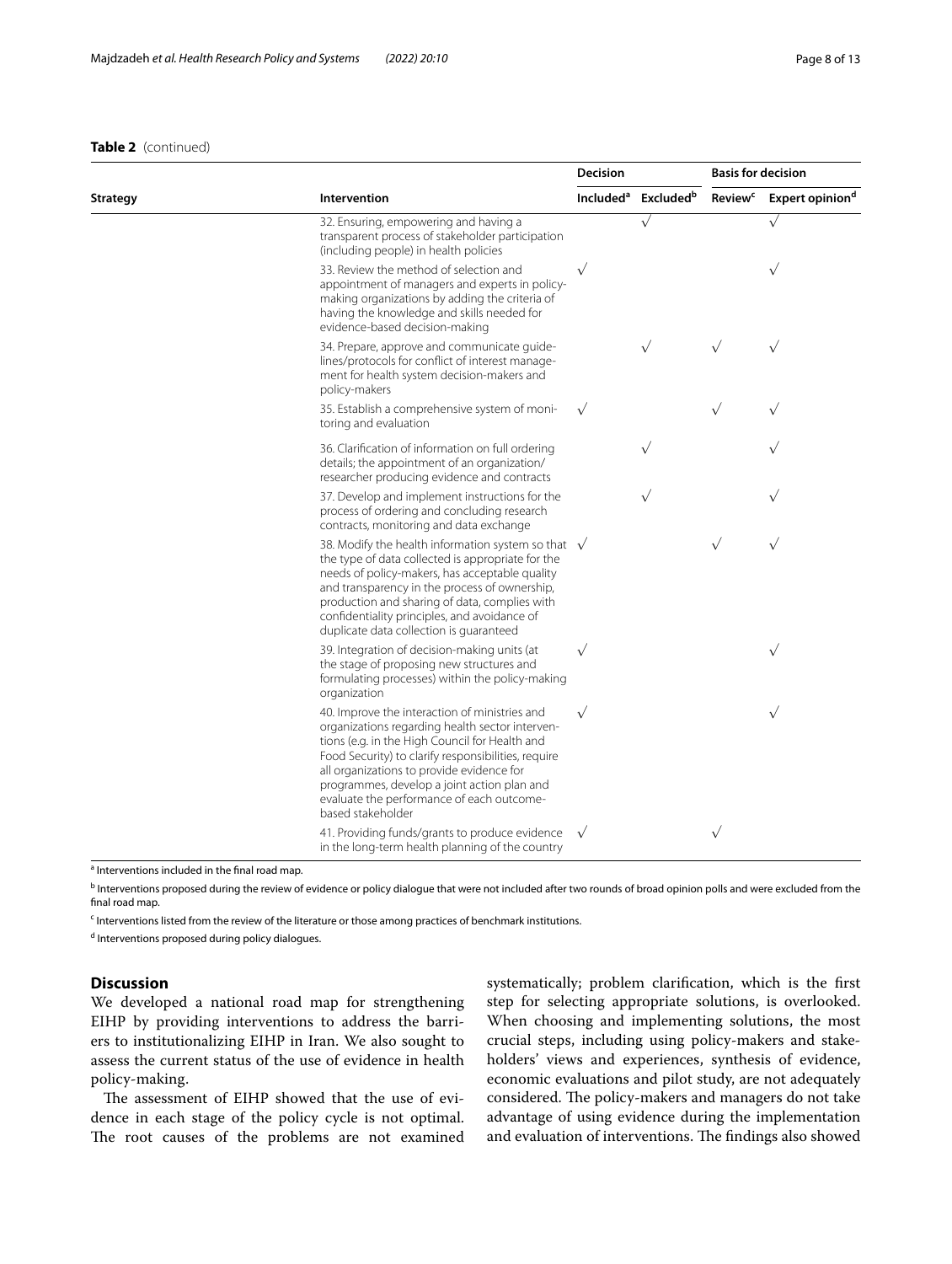**Table 2** (continued)

| Strategy | Intervention | Decision | | Basis for decision | |
|---|---|---|---|---|---|
| | | Included[a] | Excluded[b] | Review[c] | Expert opinion[d] |
| | 32. Ensuring, empowering and having a transparent process of stakeholder participation (including people) in health policies | | √ | | √ |
| | 33. Review the method of selection and appointment of managers and experts in policy-making organizations by adding the criteria of having the knowledge and skills needed for evidence-based decision-making | √ | | | √ |
| | 34. Prepare, approve and communicate guidelines/protocols for conflict of interest management for health system decision-makers and policy-makers | | √ | √ | √ |
| | 35. Establish a comprehensive system of monitoring and evaluation | √ | | √ | √ |
| | 36. Clarification of information on full ordering details; the appointment of an organization/researcher producing evidence and contracts | | √ | | √ |
| | 37. Develop and implement instructions for the process of ordering and concluding research contracts, monitoring and data exchange | | √ | | √ |
| | 38. Modify the health information system so that the type of data collected is appropriate for the needs of policy-makers, has acceptable quality and transparency in the process of ownership, production and sharing of data, complies with confidentiality principles, and avoidance of duplicate data collection is guaranteed | √ | | √ | √ |
| | 39. Integration of decision-making units (at the stage of proposing new structures and formulating processes) within the policy-making organization | √ | | | √ |
| | 40. Improve the interaction of ministries and organizations regarding health sector interventions (e.g. in the High Council for Health and Food Security) to clarify responsibilities, require all organizations to provide evidence for programmes, develop a joint action plan and evaluate the performance of each outcome-based stakeholder | √ | | | √ |
| | 41. Providing funds/grants to produce evidence in the long-term health planning of the country | √ | | √ | |

[a] Interventions included in the final road map.

[b] Interventions proposed during the review of evidence or policy dialogue that were not included after two rounds of broad opinion polls and were excluded from the final road map.

[c] Interventions listed from the review of the literature or those among practices of benchmark institutions.

[d] Interventions proposed during policy dialogues.

## Discussion

We developed a national road map for strengthening EIHP by providing interventions to address the barriers to institutionalizing EIHP in Iran. We also sought to assess the current status of the use of evidence in health policy-making.

The assessment of EIHP showed that the use of evidence in each stage of the policy cycle is not optimal. The root causes of the problems are not examined systematically; problem clarification, which is the first step for selecting appropriate solutions, is overlooked. When choosing and implementing solutions, the most crucial steps, including using policy-makers and stakeholders' views and experiences, synthesis of evidence, economic evaluations and pilot study, are not adequately considered. The policy-makers and managers do not take advantage of using evidence during the implementation and evaluation of interventions. The findings also showed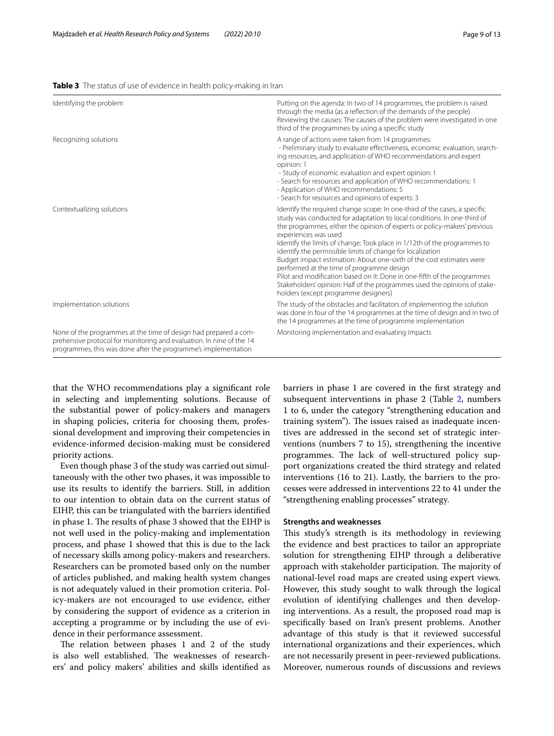**Table 3** The status of use of evidence in health policy-making in Iran

| | |
|---|---|
| Identifying the problem | Putting on the agenda: In two of 14 programmes, the problem is raised through the media (as a reflection of the demands of the people)<br>Reviewing the causes: The causes of the problem were investigated in one third of the programmes by using a specific study |
| Recognizing solutions | A range of actions were taken from 14 programmes:<br>- Preliminary study to evaluate effectiveness, economic evaluation, searching resources, and application of WHO recommendations and expert opinion: 1<br>- Study of economic evaluation and expert opinion: 1<br>- Search for resources and application of WHO recommendations: 1<br>- Application of WHO recommendations: 5<br>- Search for resources and opinions of experts: 3 |
| Contextualizing solutions | Identify the required change scope: In one-third of the cases, a specific study was conducted for adaptation to local conditions. In one-third of the programmes, either the opinion of experts or policy-makers' previous experiences was used<br>Identify the limits of change: Took place in 1/12th of the programmes to identify the permissible limits of change for localization<br>Budget impact estimation: About one-sixth of the cost estimates were performed at the time of programme design<br>Pilot and modification based on it: Done in one-fifth of the programmes<br>Stakeholders' opinion: Half of the programmes used the opinions of stakeholders (except programme designers) |
| Implementation solutions | The study of the obstacles and facilitators of implementing the solution was done in four of the 14 programmes at the time of design and in two of the 14 programmes at the time of programme implementation |
| None of the programmes at the time of design had prepared a comprehensive protocol for monitoring and evaluation. In nine of the 14 programmes, this was done after the programme's implementation | Monitoring implementation and evaluating impacts |

that the WHO recommendations play a significant role in selecting and implementing solutions. Because of the substantial power of policy-makers and managers in shaping policies, criteria for choosing them, professional development and improving their competencies in evidence-informed decision-making must be considered priority actions.

Even though phase 3 of the study was carried out simultaneously with the other two phases, it was impossible to use its results to identify the barriers. Still, in addition to our intention to obtain data on the current status of EIHP, this can be triangulated with the barriers identified in phase 1. The results of phase 3 showed that the EIHP is not well used in the policy-making and implementation process, and phase 1 showed that this is due to the lack of necessary skills among policy-makers and researchers. Researchers can be promoted based only on the number of articles published, and making health system changes is not adequately valued in their promotion criteria. Policy-makers are not encouraged to use evidence, either by considering the support of evidence as a criterion in accepting a programme or by including the use of evidence in their performance assessment.

The relation between phases 1 and 2 of the study is also well established. The weaknesses of researchers' and policy makers' abilities and skills identified as barriers in phase 1 are covered in the first strategy and subsequent interventions in phase 2 (Table 2, numbers 1 to 6, under the category "strengthening education and training system"). The issues raised as inadequate incentives are addressed in the second set of strategic interventions (numbers 7 to 15), strengthening the incentive programmes. The lack of well-structured policy support organizations created the third strategy and related interventions (16 to 21). Lastly, the barriers to the processes were addressed in interventions 22 to 41 under the "strengthening enabling processes" strategy.

### Strengths and weaknesses

This study's strength is its methodology in reviewing the evidence and best practices to tailor an appropriate solution for strengthening EIHP through a deliberative approach with stakeholder participation. The majority of national-level road maps are created using expert views. However, this study sought to walk through the logical evolution of identifying challenges and then developing interventions. As a result, the proposed road map is specifically based on Iran's present problems. Another advantage of this study is that it reviewed successful international organizations and their experiences, which are not necessarily present in peer-reviewed publications. Moreover, numerous rounds of discussions and reviews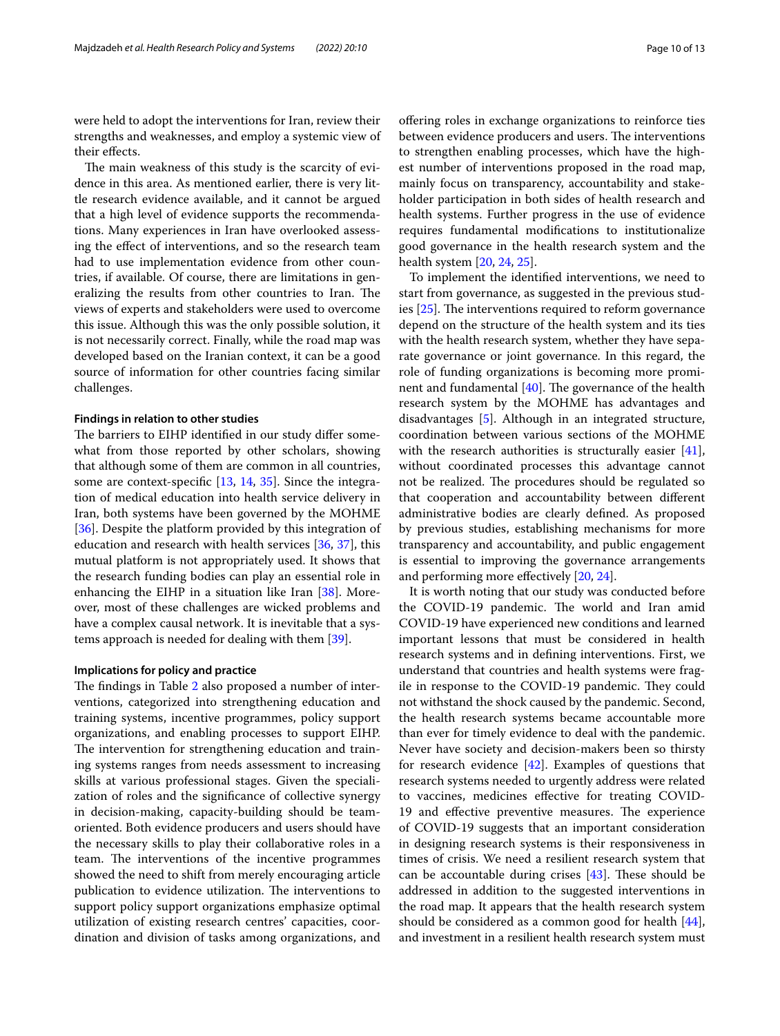were held to adopt the interventions for Iran, review their strengths and weaknesses, and employ a systemic view of their effects.

The main weakness of this study is the scarcity of evidence in this area. As mentioned earlier, there is very little research evidence available, and it cannot be argued that a high level of evidence supports the recommendations. Many experiences in Iran have overlooked assessing the effect of interventions, and so the research team had to use implementation evidence from other countries, if available. Of course, there are limitations in generalizing the results from other countries to Iran. The views of experts and stakeholders were used to overcome this issue. Although this was the only possible solution, it is not necessarily correct. Finally, while the road map was developed based on the Iranian context, it can be a good source of information for other countries facing similar challenges.

### Findings in relation to other studies

The barriers to EIHP identified in our study differ somewhat from those reported by other scholars, showing that although some of them are common in all countries, some are context-specific [13, 14, 35]. Since the integration of medical education into health service delivery in Iran, both systems have been governed by the MOHME [36]. Despite the platform provided by this integration of education and research with health services [36, 37], this mutual platform is not appropriately used. It shows that the research funding bodies can play an essential role in enhancing the EIHP in a situation like Iran [38]. Moreover, most of these challenges are wicked problems and have a complex causal network. It is inevitable that a systems approach is needed for dealing with them [39].

### Implications for policy and practice

The findings in Table 2 also proposed a number of interventions, categorized into strengthening education and training systems, incentive programmes, policy support organizations, and enabling processes to support EIHP. The intervention for strengthening education and training systems ranges from needs assessment to increasing skills at various professional stages. Given the specialization of roles and the significance of collective synergy in decision-making, capacity-building should be team-oriented. Both evidence producers and users should have the necessary skills to play their collaborative roles in a team. The interventions of the incentive programmes showed the need to shift from merely encouraging article publication to evidence utilization. The interventions to support policy support organizations emphasize optimal utilization of existing research centres' capacities, coordination and division of tasks among organizations, and offering roles in exchange organizations to reinforce ties between evidence producers and users. The interventions to strengthen enabling processes, which have the highest number of interventions proposed in the road map, mainly focus on transparency, accountability and stakeholder participation in both sides of health research and health systems. Further progress in the use of evidence requires fundamental modifications to institutionalize good governance in the health research system and the health system [20, 24, 25].

To implement the identified interventions, we need to start from governance, as suggested in the previous studies [25]. The interventions required to reform governance depend on the structure of the health system and its ties with the health research system, whether they have separate governance or joint governance. In this regard, the role of funding organizations is becoming more prominent and fundamental [40]. The governance of the health research system by the MOHME has advantages and disadvantages [5]. Although in an integrated structure, coordination between various sections of the MOHME with the research authorities is structurally easier [41], without coordinated processes this advantage cannot not be realized. The procedures should be regulated so that cooperation and accountability between different administrative bodies are clearly defined. As proposed by previous studies, establishing mechanisms for more transparency and accountability, and public engagement is essential to improving the governance arrangements and performing more effectively [20, 24].

It is worth noting that our study was conducted before the COVID-19 pandemic. The world and Iran amid COVID-19 have experienced new conditions and learned important lessons that must be considered in health research systems and in defining interventions. First, we understand that countries and health systems were fragile in response to the COVID-19 pandemic. They could not withstand the shock caused by the pandemic. Second, the health research systems became accountable more than ever for timely evidence to deal with the pandemic. Never have society and decision-makers been so thirsty for research evidence [42]. Examples of questions that research systems needed to urgently address were related to vaccines, medicines effective for treating COVID-19 and effective preventive measures. The experience of COVID-19 suggests that an important consideration in designing research systems is their responsiveness in times of crisis. We need a resilient research system that can be accountable during crises [43]. These should be addressed in addition to the suggested interventions in the road map. It appears that the health research system should be considered as a common good for health [44], and investment in a resilient health research system must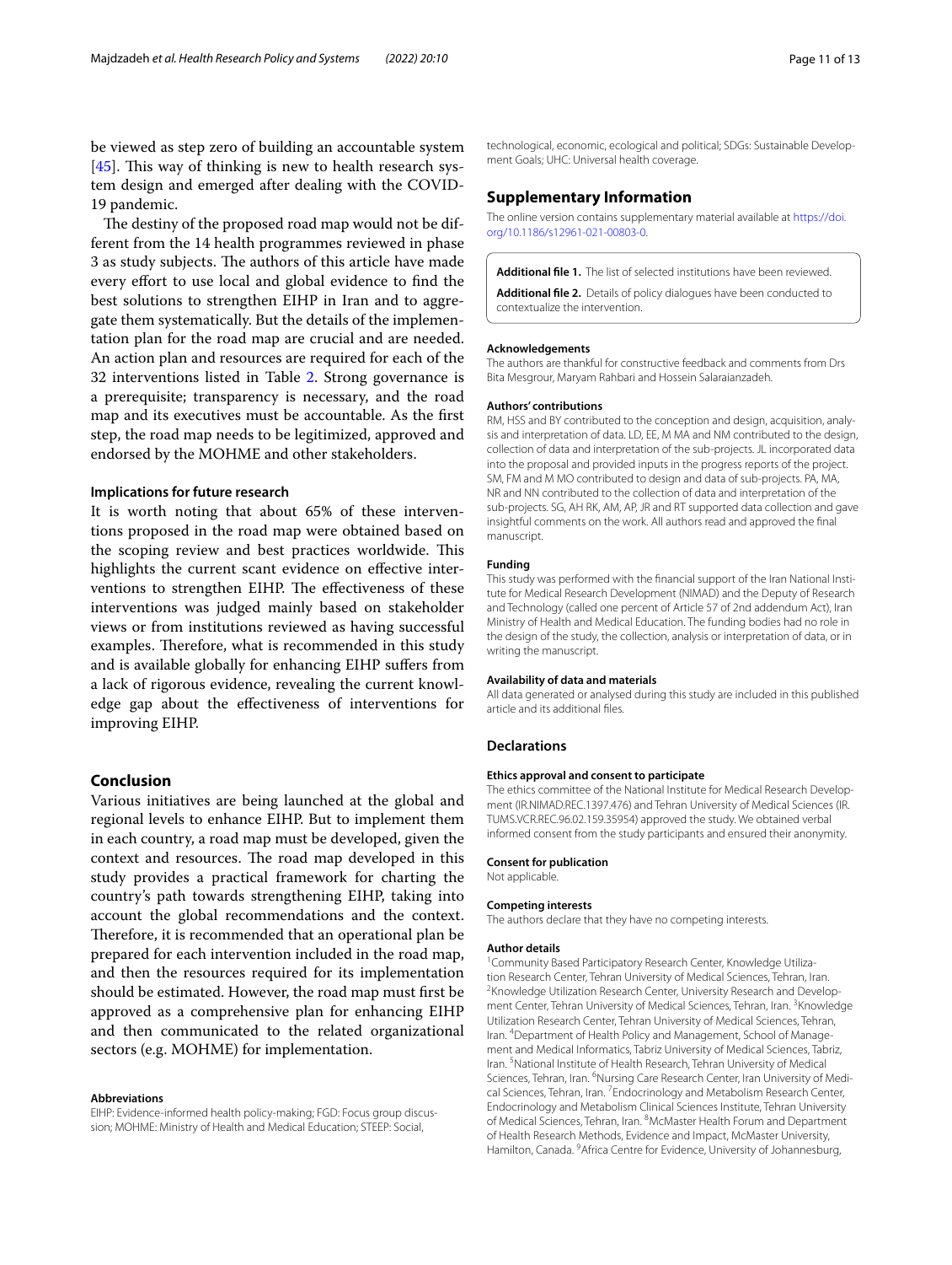be viewed as step zero of building an accountable system [45]. This way of thinking is new to health research system design and emerged after dealing with the COVID-19 pandemic.

The destiny of the proposed road map would not be different from the 14 health programmes reviewed in phase 3 as study subjects. The authors of this article have made every effort to use local and global evidence to find the best solutions to strengthen EIHP in Iran and to aggregate them systematically. But the details of the implementation plan for the road map are crucial and are needed. An action plan and resources are required for each of the 32 interventions listed in Table 2. Strong governance is a prerequisite; transparency is necessary, and the road map and its executives must be accountable. As the first step, the road map needs to be legitimized, approved and endorsed by the MOHME and other stakeholders.

### Implications for future research

It is worth noting that about 65% of these interventions proposed in the road map were obtained based on the scoping review and best practices worldwide. This highlights the current scant evidence on effective interventions to strengthen EIHP. The effectiveness of these interventions was judged mainly based on stakeholder views or from institutions reviewed as having successful examples. Therefore, what is recommended in this study and is available globally for enhancing EIHP suffers from a lack of rigorous evidence, revealing the current knowledge gap about the effectiveness of interventions for improving EIHP.

## Conclusion

Various initiatives are being launched at the global and regional levels to enhance EIHP. But to implement them in each country, a road map must be developed, given the context and resources. The road map developed in this study provides a practical framework for charting the country's path towards strengthening EIHP, taking into account the global recommendations and the context. Therefore, it is recommended that an operational plan be prepared for each intervention included in the road map, and then the resources required for its implementation should be estimated. However, the road map must first be approved as a comprehensive plan for enhancing EIHP and then communicated to the related organizational sectors (e.g. MOHME) for implementation.

#### Abbreviations

EIHP: Evidence-informed health policy-making; FGD: Focus group discussion; MOHME: Ministry of Health and Medical Education; STEEP: Social, technological, economic, ecological and political; SDGs: Sustainable Development Goals; UHC: Universal health coverage.

## Supplementary Information

The online version contains supplementary material available at https://doi.org/10.1186/s12961-021-00803-0.

**Additional file 1.** The list of selected institutions have been reviewed.

**Additional file 2.** Details of policy dialogues have been conducted to contextualize the intervention.

#### Acknowledgements

The authors are thankful for constructive feedback and comments from Drs Bita Mesgrour, Maryam Rahbari and Hossein Salaraianzadeh.

#### Authors' contributions

RM, HSS and BY contributed to the conception and design, acquisition, analysis and interpretation of data. LD, EE, M MA and NM contributed to the design, collection of data and interpretation of the sub-projects. JL incorporated data into the proposal and provided inputs in the progress reports of the project. SM, FM and M MO contributed to design and data of sub-projects. PA, MA, NR and NN contributed to the collection of data and interpretation of the sub-projects. SG, AH RK, AM, AP, JR and RT supported data collection and gave insightful comments on the work. All authors read and approved the final manuscript.

#### Funding

This study was performed with the financial support of the Iran National Institute for Medical Research Development (NIMAD) and the Deputy of Research and Technology (called one percent of Article 57 of 2nd addendum Act), Iran Ministry of Health and Medical Education. The funding bodies had no role in the design of the study, the collection, analysis or interpretation of data, or in writing the manuscript.

#### Availability of data and materials

All data generated or analysed during this study are included in this published article and its additional files.

### Declarations

#### Ethics approval and consent to participate

The ethics committee of the National Institute for Medical Research Development (IR.NIMAD.REC.1397.476) and Tehran University of Medical Sciences (IR.TUMS.VCR.REC.96.02.159.35954) approved the study. We obtained verbal informed consent from the study participants and ensured their anonymity.

#### Consent for publication

Not applicable.

#### Competing interests

The authors declare that they have no competing interests.

#### Author details

[1] Community Based Participatory Research Center, Knowledge Utilization Research Center, Tehran University of Medical Sciences, Tehran, Iran. [2] Knowledge Utilization Research Center, University Research and Development Center, Tehran University of Medical Sciences, Tehran, Iran. [3] Knowledge Utilization Research Center, Tehran University of Medical Sciences, Tehran, Iran. [4] Department of Health Policy and Management, School of Management and Medical Informatics, Tabriz University of Medical Sciences, Tabriz, Iran. [5] National Institute of Health Research, Tehran University of Medical Sciences, Tehran, Iran. [6] Nursing Care Research Center, Iran University of Medical Sciences, Tehran, Iran. [7] Endocrinology and Metabolism Research Center, Endocrinology and Metabolism Clinical Sciences Institute, Tehran University of Medical Sciences, Tehran, Iran. [8] McMaster Health Forum and Department of Health Research Methods, Evidence and Impact, McMaster University, Hamilton, Canada. [9] Africa Centre for Evidence, University of Johannesburg,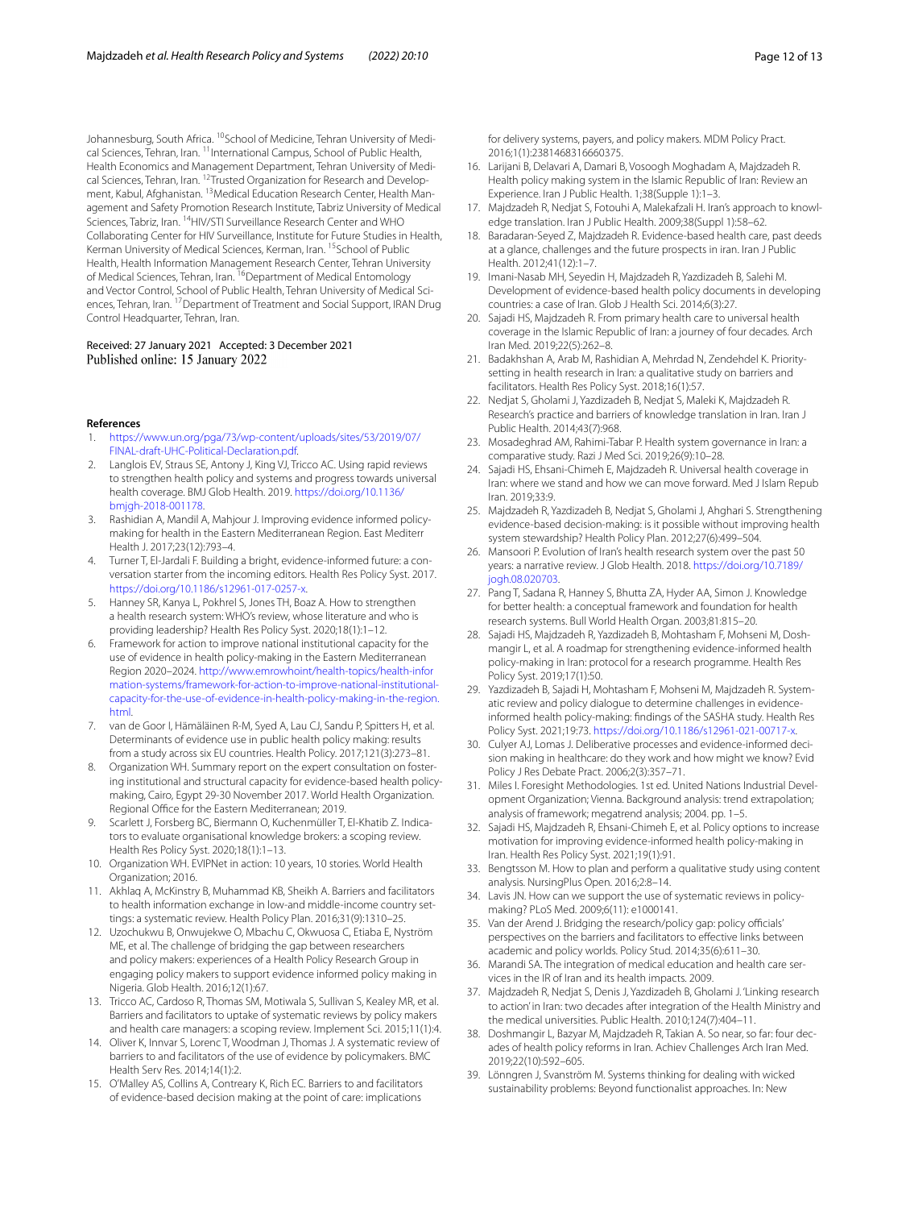Johannesburg, South Africa. [10]School of Medicine, Tehran University of Medical Sciences, Tehran, Iran. [11]International Campus, School of Public Health, Health Economics and Management Department, Tehran University of Medical Sciences, Tehran, Iran. [12]Trusted Organization for Research and Development, Kabul, Afghanistan. [13]Medical Education Research Center, Health Management and Safety Promotion Research Institute, Tabriz University of Medical Sciences, Tabriz, Iran. [14]HIV/STI Surveillance Research Center and WHO Collaborating Center for HIV Surveillance, Institute for Future Studies in Health, Kerman University of Medical Sciences, Kerman, Iran. [15]School of Public Health, Health Information Management Research Center, Tehran University of Medical Sciences, Tehran, Iran. [16]Department of Medical Entomology and Vector Control, School of Public Health, Tehran University of Medical Sciences, Tehran, Iran. [17]Department of Treatment and Social Support, IRAN Drug Control Headquarter, Tehran, Iran.

Received: 27 January 2021 Accepted: 3 December 2021
Published online: 15 January 2022

## References

1. https://www.un.org/pga/73/wp-content/uploads/sites/53/2019/07/FINAL-draft-UHC-Political-Declaration.pdf.
2. Langlois EV, Straus SE, Antony J, King VJ, Tricco AC. Using rapid reviews to strengthen health policy and systems and progress towards universal health coverage. BMJ Glob Health. 2019. https://doi.org/10.1136/bmjgh-2018-001178.
3. Rashidian A, Mandil A, Mahjour J. Improving evidence informed policy-making for health in the Eastern Mediterranean Region. East Mediterr Health J. 2017;23(12):793–4.
4. Turner T, El-Jardali F. Building a bright, evidence-informed future: a conversation starter from the incoming editors. Health Res Policy Syst. 2017. https://doi.org/10.1186/s12961-017-0257-x.
5. Hanney SR, Kanya L, Pokhrel S, Jones TH, Boaz A. How to strengthen a health research system: WHO's review, whose literature and who is providing leadership? Health Res Policy Syst. 2020;18(1):1–12.
6. Framework for action to improve national institutional capacity for the use of evidence in health policy-making in the Eastern Mediterranean Region 2020–2024. http://www.emrowhoint/health-topics/health-information-systems/framework-for-action-to-improve-national-institutional-capacity-for-the-use-of-evidence-in-health-policy-making-in-the-region.html.
7. van de Goor I, Hämäläinen R-M, Syed A, Lau CJ, Sandu P, Spitters H, et al. Determinants of evidence use in public health policy making: results from a study across six EU countries. Health Policy. 2017;121(3):273–81.
8. Organization WH. Summary report on the expert consultation on fostering institutional and structural capacity for evidence-based health policy-making, Cairo, Egypt 29-30 November 2017. World Health Organization. Regional Office for the Eastern Mediterranean; 2019.
9. Scarlett J, Forsberg BC, Biermann O, Kuchenmüller T, El-Khatib Z. Indicators to evaluate organisational knowledge brokers: a scoping review. Health Res Policy Syst. 2020;18(1):1–13.
10. Organization WH. EVIPNet in action: 10 years, 10 stories. World Health Organization; 2016.
11. Akhlaq A, McKinstry B, Muhammad KB, Sheikh A. Barriers and facilitators to health information exchange in low-and middle-income country settings: a systematic review. Health Policy Plan. 2016;31(9):1310–25.
12. Uzochukwu B, Onwujekwe O, Mbachu C, Okwuosa C, Etiaba E, Nyström ME, et al. The challenge of bridging the gap between researchers and policy makers: experiences of a Health Policy Research Group in engaging policy makers to support evidence informed policy making in Nigeria. Glob Health. 2016;12(1):67.
13. Tricco AC, Cardoso R, Thomas SM, Motiwala S, Sullivan S, Kealey MR, et al. Barriers and facilitators to uptake of systematic reviews by policy makers and health care managers: a scoping review. Implement Sci. 2015;11(1):4.
14. Oliver K, Innvar S, Lorenc T, Woodman J, Thomas J. A systematic review of barriers to and facilitators of the use of evidence by policymakers. BMC Health Serv Res. 2014;14(1):2.
15. O'Malley AS, Collins A, Contreary K, Rich EC. Barriers to and facilitators of evidence-based decision making at the point of care: implications for delivery systems, payers, and policy makers. MDM Policy Pract. 2016;1(1):2381468316660375.
16. Larijani B, Delavari A, Damari B, Vosoogh Moghadam A, Majdzadeh R. Health policy making system in the Islamic Republic of Iran: Review an Experience. Iran J Public Health. 1;38(Supple 1):1–3.
17. Majdzadeh R, Nedjat S, Fotouhi A, Malekafzali H. Iran's approach to knowledge translation. Iran J Public Health. 2009;38(Suppl 1):58–62.
18. Baradaran-Seyed Z, Majdzadeh R. Evidence-based health care, past deeds at a glance, challenges and the future prospects in iran. Iran J Public Health. 2012;41(12):1–7.
19. Imani-Nasab MH, Seyedin H, Majdzadeh R, Yazdizadeh B, Salehi M. Development of evidence-based health policy documents in developing countries: a case of Iran. Glob J Health Sci. 2014;6(3):27.
20. Sajadi HS, Majdzadeh R. From primary health care to universal health coverage in the Islamic Republic of Iran: a journey of four decades. Arch Iran Med. 2019;22(5):262–8.
21. Badakhshan A, Arab M, Rashidian A, Mehrdad N, Zendehdel K. Priority-setting in health research in Iran: a qualitative study on barriers and facilitators. Health Res Policy Syst. 2018;16(1):57.
22. Nedjat S, Gholami J, Yazdizadeh B, Nedjat S, Maleki K, Majdzadeh R. Research's practice and barriers of knowledge translation in Iran. Iran J Public Health. 2014;43(7):968.
23. Mosadeghrad AM, Rahimi-Tabar P. Health system governance in Iran: a comparative study. Razi J Med Sci. 2019;26(9):10–28.
24. Sajadi HS, Ehsani-Chimeh E, Majdzadeh R. Universal health coverage in Iran: where we stand and how we can move forward. Med J Islam Repub Iran. 2019;33:9.
25. Majdzadeh R, Yazdizadeh B, Nedjat S, Gholami J, Ahghari S. Strengthening evidence-based decision-making: is it possible without improving health system stewardship? Health Policy Plan. 2012;27(6):499–504.
26. Mansoori P. Evolution of Iran's health research system over the past 50 years: a narrative review. J Glob Health. 2018. https://doi.org/10.7189/jogh.08.020703.
27. Pang T, Sadana R, Hanney S, Bhutta ZA, Hyder AA, Simon J. Knowledge for better health: a conceptual framework and foundation for health research systems. Bull World Health Organ. 2003;81:815–20.
28. Sajadi HS, Majdzadeh R, Yazdizadeh B, Mohtasham F, Mohseni M, Doshmangir L, et al. A roadmap for strengthening evidence-informed health policy-making in Iran: protocol for a research programme. Health Res Policy Syst. 2019;17(1):50.
29. Yazdizadeh B, Sajadi H, Mohtasham F, Mohseni M, Majdzadeh R. Systematic review and policy dialogue to determine challenges in evidence-informed health policy-making: findings of the SASHA study. Health Res Policy Syst. 2021;19:73. https://doi.org/10.1186/s12961-021-00717-x.
30. Culyer AJ, Lomas J. Deliberative processes and evidence-informed decision making in healthcare: do they work and how might we know? Evid Policy J Res Debate Pract. 2006;2(3):357–71.
31. Miles I. Foresight Methodologies. 1st ed. United Nations Industrial Development Organization; Vienna. Background analysis: trend extrapolation; analysis of framework; megatrend analysis; 2004. pp. 1–5.
32. Sajadi HS, Majdzadeh R, Ehsani-Chimeh E, et al. Policy options to increase motivation for improving evidence-informed health policy-making in Iran. Health Res Policy Syst. 2021;19(1):91.
33. Bengtsson M. How to plan and perform a qualitative study using content analysis. NursingPlus Open. 2016;2:8–14.
34. Lavis JN. How can we support the use of systematic reviews in policy-making? PLoS Med. 2009;6(11): e1000141.
35. Van der Arend J. Bridging the research/policy gap: policy officials' perspectives on the barriers and facilitators to effective links between academic and policy worlds. Policy Stud. 2014;35(6):611–30.
36. Marandi SA. The integration of medical education and health care services in the IR of Iran and its health impacts. 2009.
37. Majdzadeh R, Nedjat S, Denis J, Yazdizadeh B, Gholami J. 'Linking research to action' in Iran: two decades after integration of the Health Ministry and the medical universities. Public Health. 2010;124(7):404–11.
38. Doshmangir L, Bazyar M, Majdzadeh R, Takian A. So near, so far: four decades of health policy reforms in Iran. Achiev Challenges Arch Iran Med. 2019;22(10):592–605.
39. Lönngren J, Svanström M. Systems thinking for dealing with wicked sustainability problems: Beyond functionalist approaches. In: New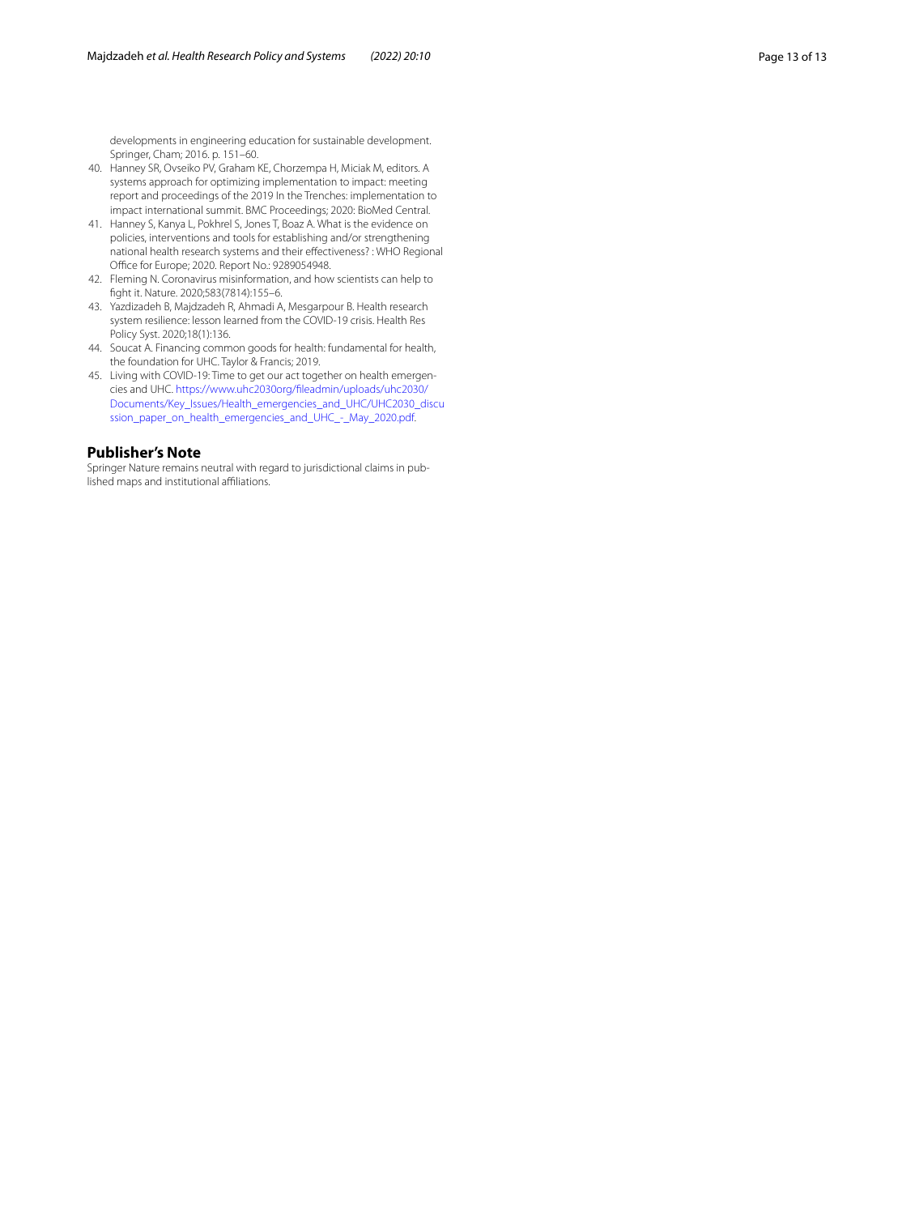developments in engineering education for sustainable development. Springer, Cham; 2016. p. 151–60.

40. Hanney SR, Ovseiko PV, Graham KE, Chorzempa H, Miciak M, editors. A systems approach for optimizing implementation to impact: meeting report and proceedings of the 2019 In the Trenches: implementation to impact international summit. BMC Proceedings; 2020: BioMed Central.
41. Hanney S, Kanya L, Pokhrel S, Jones T, Boaz A. What is the evidence on policies, interventions and tools for establishing and/or strengthening national health research systems and their effectiveness? : WHO Regional Office for Europe; 2020. Report No.: 9289054948.
42. Fleming N. Coronavirus misinformation, and how scientists can help to fight it. Nature. 2020;583(7814):155–6.
43. Yazdizadeh B, Majdzadeh R, Ahmadi A, Mesgarpour B. Health research system resilience: lesson learned from the COVID-19 crisis. Health Res Policy Syst. 2020;18(1):136.
44. Soucat A. Financing common goods for health: fundamental for health, the foundation for UHC. Taylor & Francis; 2019.
45. Living with COVID-19: Time to get our act together on health emergencies and UHC. https://www.uhc2030org/fileadmin/uploads/uhc2030/Documents/Key_Issues/Health_emergencies_and_UHC/UHC2030_discussion_paper_on_health_emergencies_and_UHC_-_May_2020.pdf.

## Publisher's Note

Springer Nature remains neutral with regard to jurisdictional claims in published maps and institutional affiliations.